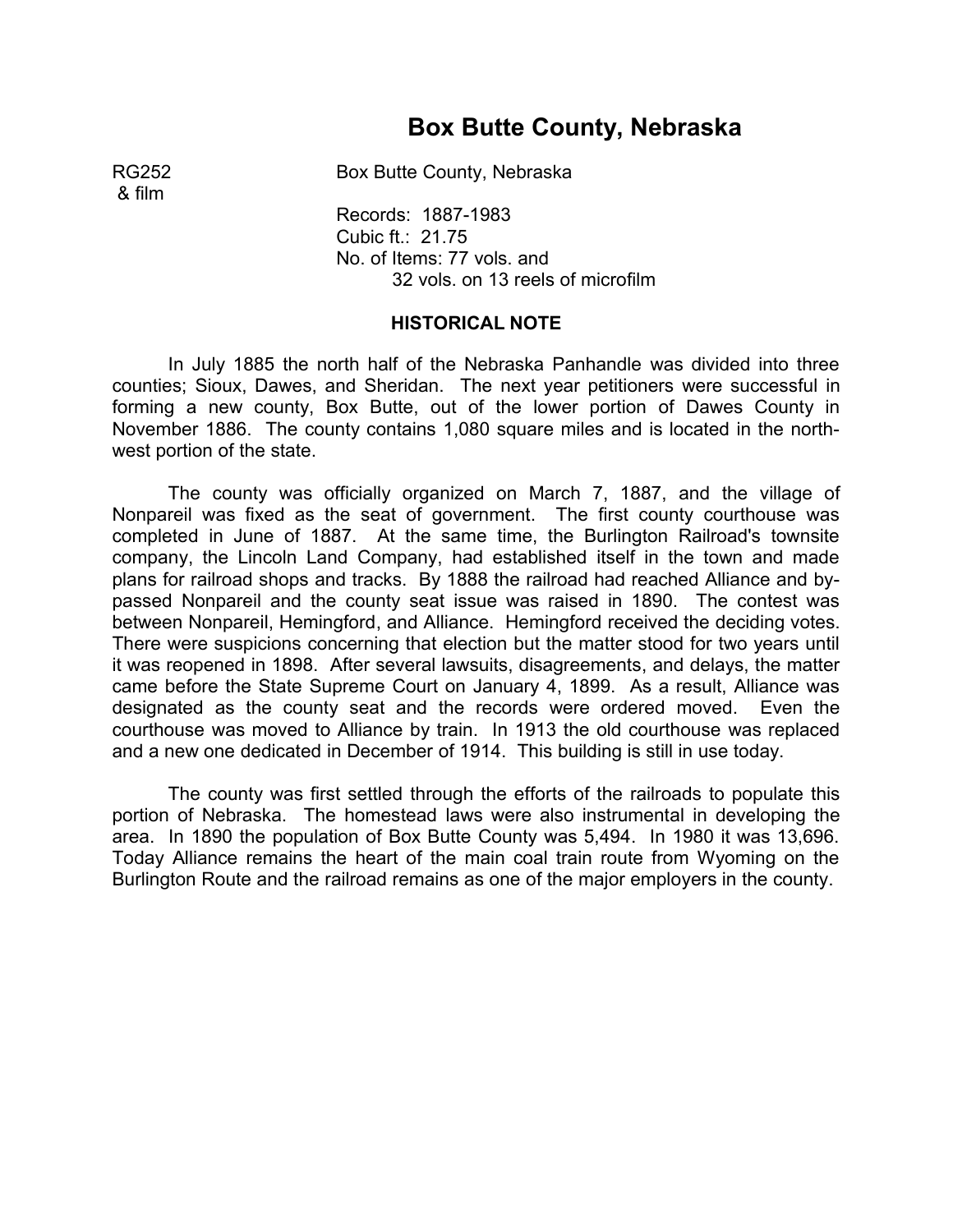# Box Butte County, Nebraska

RG252
& film

Box Butte County, Nebraska

Records: 1887-1983
Cubic ft.: 21.75
No. of Items: 77 vols. and
32 vols. on 13 reels of microfilm

### HISTORICAL NOTE

In July 1885 the north half of the Nebraska Panhandle was divided into three counties; Sioux, Dawes, and Sheridan. The next year petitioners were successful in forming a new county, Box Butte, out of the lower portion of Dawes County in November 1886. The county contains 1,080 square miles and is located in the north-west portion of the state.

The county was officially organized on March 7, 1887, and the village of Nonpareil was fixed as the seat of government. The first county courthouse was completed in June of 1887. At the same time, the Burlington Railroad's townsite company, the Lincoln Land Company, had established itself in the town and made plans for railroad shops and tracks. By 1888 the railroad had reached Alliance and by-passed Nonpareil and the county seat issue was raised in 1890. The contest was between Nonpareil, Hemingford, and Alliance. Hemingford received the deciding votes. There were suspicions concerning that election but the matter stood for two years until it was reopened in 1898. After several lawsuits, disagreements, and delays, the matter came before the State Supreme Court on January 4, 1899. As a result, Alliance was designated as the county seat and the records were ordered moved. Even the courthouse was moved to Alliance by train. In 1913 the old courthouse was replaced and a new one dedicated in December of 1914. This building is still in use today.

The county was first settled through the efforts of the railroads to populate this portion of Nebraska. The homestead laws were also instrumental in developing the area. In 1890 the population of Box Butte County was 5,494. In 1980 it was 13,696. Today Alliance remains the heart of the main coal train route from Wyoming on the Burlington Route and the railroad remains as one of the major employers in the county.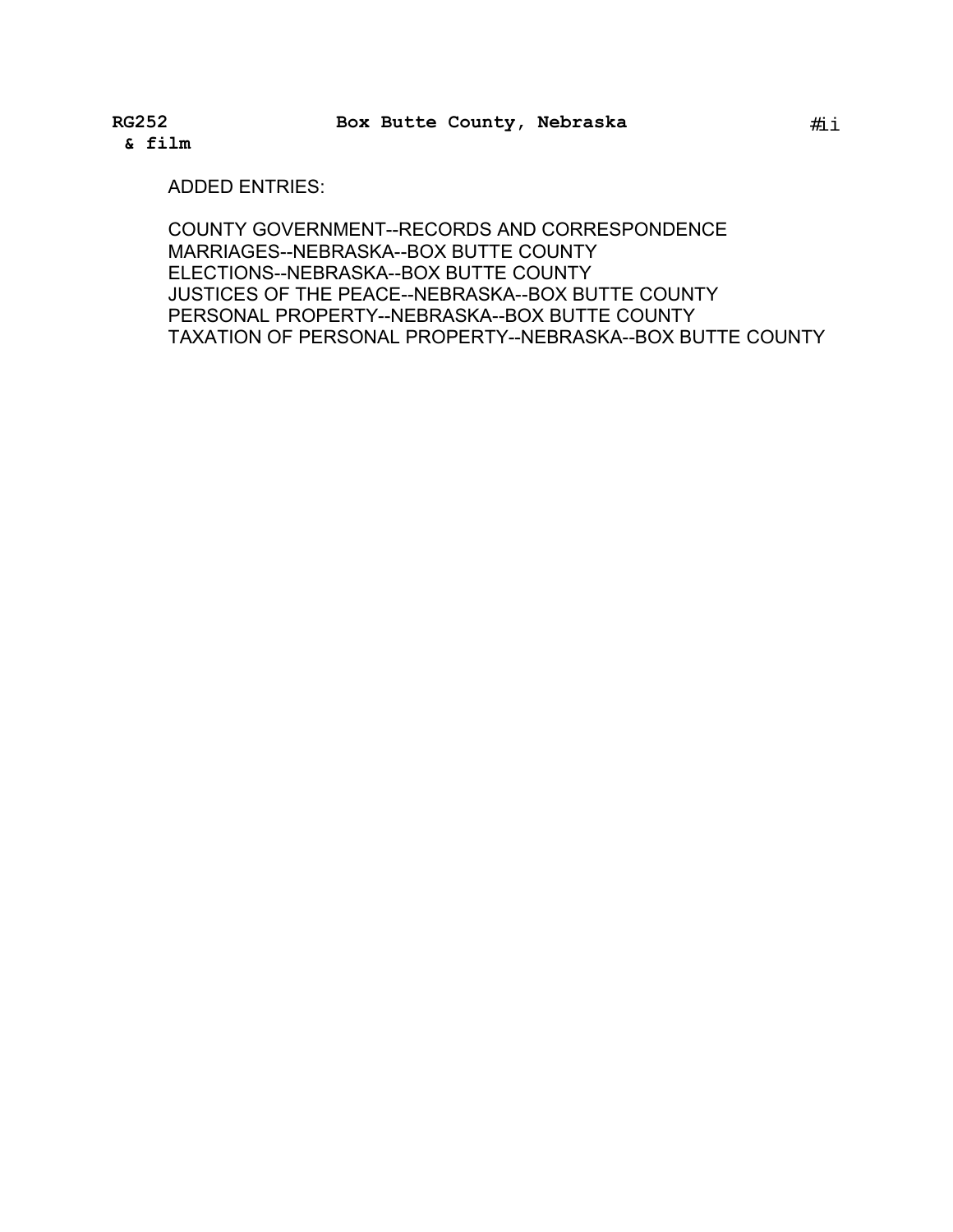ADDED ENTRIES:

COUNTY GOVERNMENT--RECORDS AND CORRESPONDENCE
MARRIAGES--NEBRASKA--BOX BUTTE COUNTY
ELECTIONS--NEBRASKA--BOX BUTTE COUNTY
JUSTICES OF THE PEACE--NEBRASKA--BOX BUTTE COUNTY
PERSONAL PROPERTY--NEBRASKA--BOX BUTTE COUNTY
TAXATION OF PERSONAL PROPERTY--NEBRASKA--BOX BUTTE COUNTY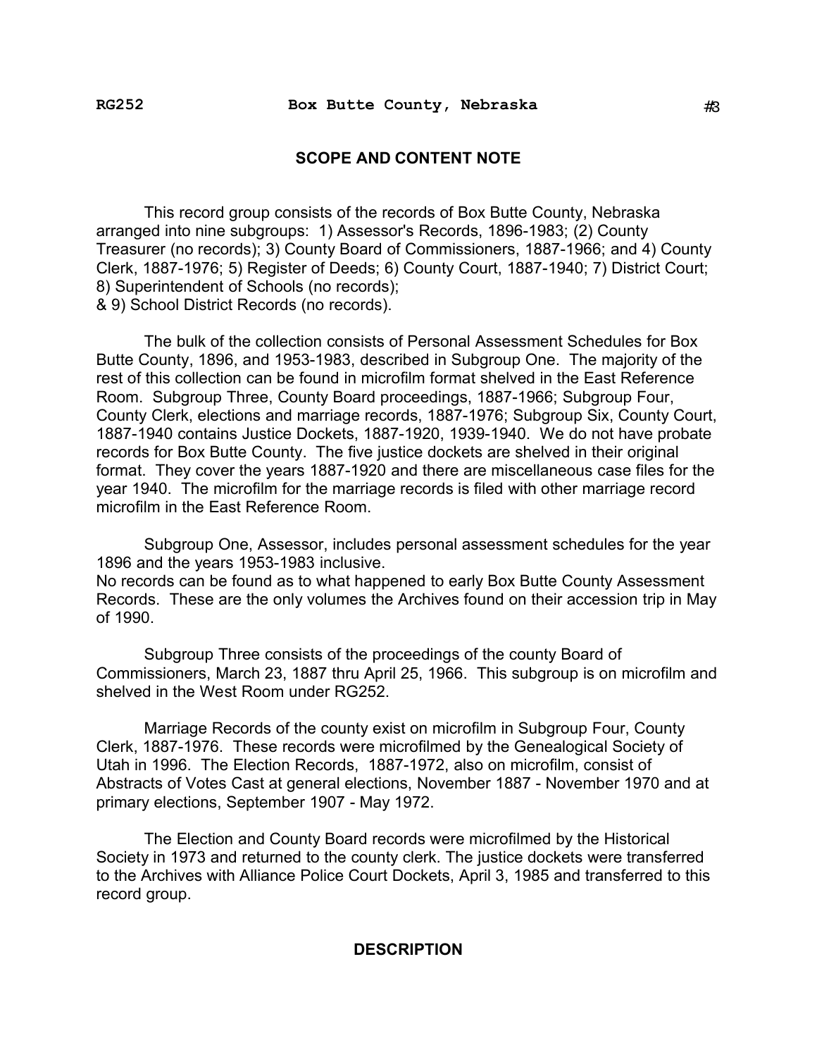## SCOPE AND CONTENT NOTE

This record group consists of the records of Box Butte County, Nebraska arranged into nine subgroups: 1) Assessor's Records, 1896-1983; (2) County Treasurer (no records); 3) County Board of Commissioners, 1887-1966; and 4) County Clerk, 1887-1976; 5) Register of Deeds; 6) County Court, 1887-1940; 7) District Court; 8) Superintendent of Schools (no records);
& 9) School District Records (no records).

The bulk of the collection consists of Personal Assessment Schedules for Box Butte County, 1896, and 1953-1983, described in Subgroup One. The majority of the rest of this collection can be found in microfilm format shelved in the East Reference Room. Subgroup Three, County Board proceedings, 1887-1966; Subgroup Four, County Clerk, elections and marriage records, 1887-1976; Subgroup Six, County Court, 1887-1940 contains Justice Dockets, 1887-1920, 1939-1940. We do not have probate records for Box Butte County. The five justice dockets are shelved in their original format. They cover the years 1887-1920 and there are miscellaneous case files for the year 1940. The microfilm for the marriage records is filed with other marriage record microfilm in the East Reference Room.

Subgroup One, Assessor, includes personal assessment schedules for the year 1896 and the years 1953-1983 inclusive.
No records can be found as to what happened to early Box Butte County Assessment Records. These are the only volumes the Archives found on their accession trip in May of 1990.

Subgroup Three consists of the proceedings of the county Board of Commissioners, March 23, 1887 thru April 25, 1966. This subgroup is on microfilm and shelved in the West Room under RG252.

Marriage Records of the county exist on microfilm in Subgroup Four, County Clerk, 1887-1976. These records were microfilmed by the Genealogical Society of Utah in 1996. The Election Records, 1887-1972, also on microfilm, consist of Abstracts of Votes Cast at general elections, November 1887 - November 1970 and at primary elections, September 1907 - May 1972.

The Election and County Board records were microfilmed by the Historical Society in 1973 and returned to the county clerk. The justice dockets were transferred to the Archives with Alliance Police Court Dockets, April 3, 1985 and transferred to this record group.

## DESCRIPTION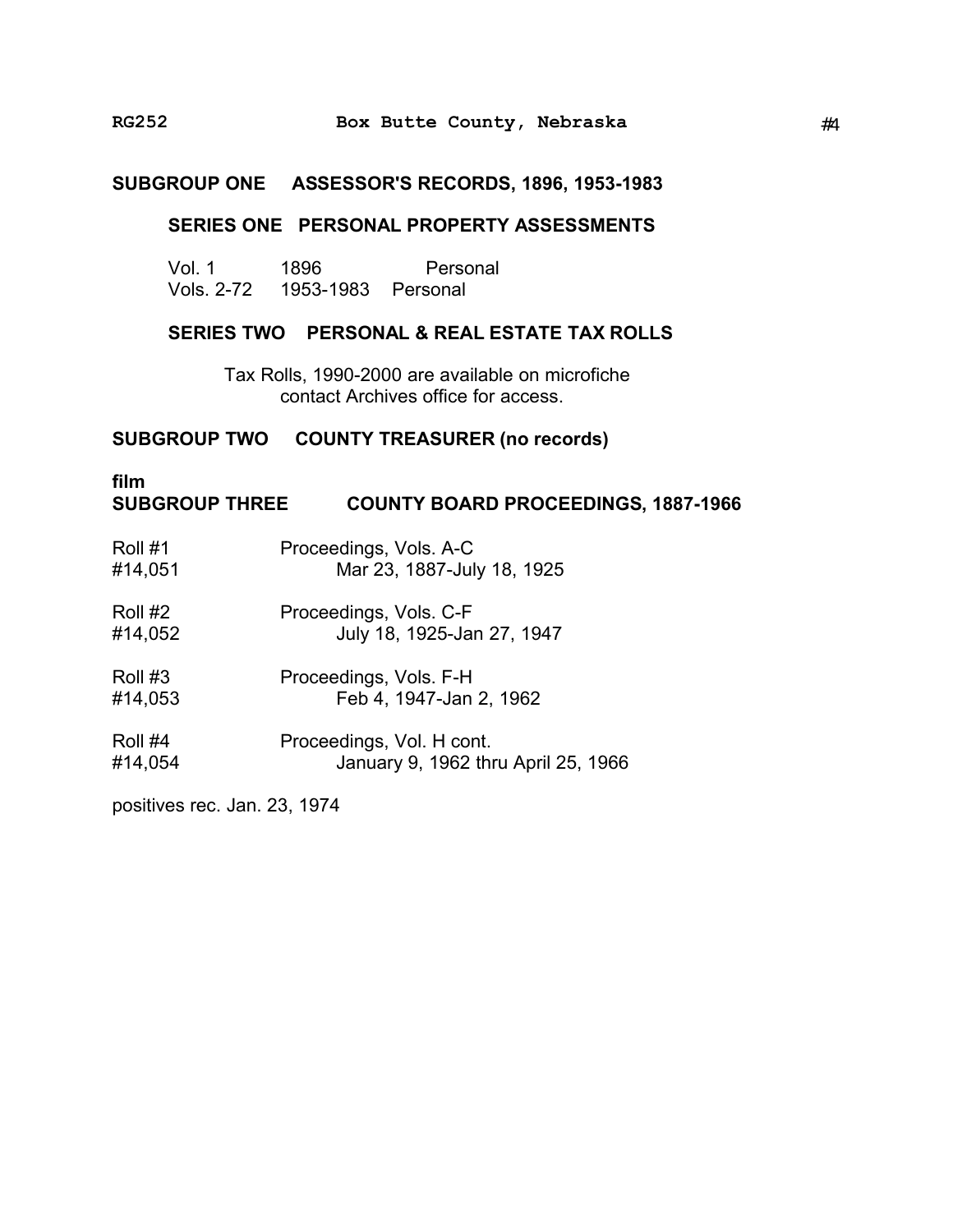## SUBGROUP ONE ASSESSOR'S RECORDS, 1896, 1953-1983

### SERIES ONE PERSONAL PROPERTY ASSESSMENTS

| | | |
|---|---|---|
| Vol. 1 | 1896 | Personal |
| Vols. 2-72 | 1953-1983 | Personal |

### SERIES TWO PERSONAL & REAL ESTATE TAX ROLLS

Tax Rolls, 1990-2000 are available on microfiche contact Archives office for access.

## SUBGROUP TWO COUNTY TREASURER (no records)

film

## SUBGROUP THREE COUNTY BOARD PROCEEDINGS, 1887-1966

| | |
|---|---|
| Roll #1<br>#14,051 | Proceedings, Vols. A-C<br>Mar 23, 1887-July 18, 1925 |
| Roll #2<br>#14,052 | Proceedings, Vols. C-F<br>July 18, 1925-Jan 27, 1947 |
| Roll #3<br>#14,053 | Proceedings, Vols. F-H<br>Feb 4, 1947-Jan 2, 1962 |
| Roll #4<br>#14,054 | Proceedings, Vol. H cont.<br>January 9, 1962 thru April 25, 1966 |

positives rec. Jan. 23, 1974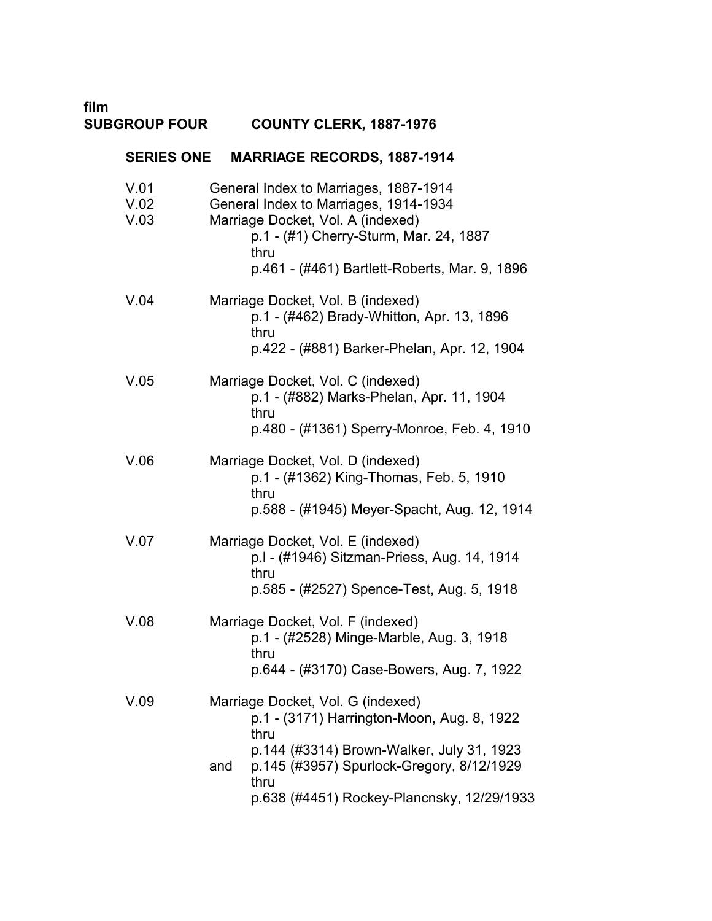**film**

## SUBGROUP FOUR COUNTY CLERK, 1887-1976

### SERIES ONE MARRIAGE RECORDS, 1887-1914

V.01 General Index to Marriages, 1887-1914

V.02 General Index to Marriages, 1914-1934

V.03 Marriage Docket, Vol. A (indexed)
p.1 - (#1) Cherry-Sturm, Mar. 24, 1887
thru
p.461 - (#461) Bartlett-Roberts, Mar. 9, 1896

V.04 Marriage Docket, Vol. B (indexed)
p.1 - (#462) Brady-Whitton, Apr. 13, 1896
thru
p.422 - (#881) Barker-Phelan, Apr. 12, 1904

V.05 Marriage Docket, Vol. C (indexed)
p.1 - (#882) Marks-Phelan, Apr. 11, 1904
thru
p.480 - (#1361) Sperry-Monroe, Feb. 4, 1910

V.06 Marriage Docket, Vol. D (indexed)
p.1 - (#1362) King-Thomas, Feb. 5, 1910
thru
p.588 - (#1945) Meyer-Spacht, Aug. 12, 1914

V.07 Marriage Docket, Vol. E (indexed)
p.l - (#1946) Sitzman-Priess, Aug. 14, 1914
thru
p.585 - (#2527) Spence-Test, Aug. 5, 1918

V.08 Marriage Docket, Vol. F (indexed)
p.1 - (#2528) Minge-Marble, Aug. 3, 1918
thru
p.644 - (#3170) Case-Bowers, Aug. 7, 1922

V.09 Marriage Docket, Vol. G (indexed)
p.1 - (3171) Harrington-Moon, Aug. 8, 1922
thru
p.144 (#3314) Brown-Walker, July 31, 1923
and p.145 (#3957) Spurlock-Gregory, 8/12/1929
thru
p.638 (#4451) Rockey-Plancnsky, 12/29/1933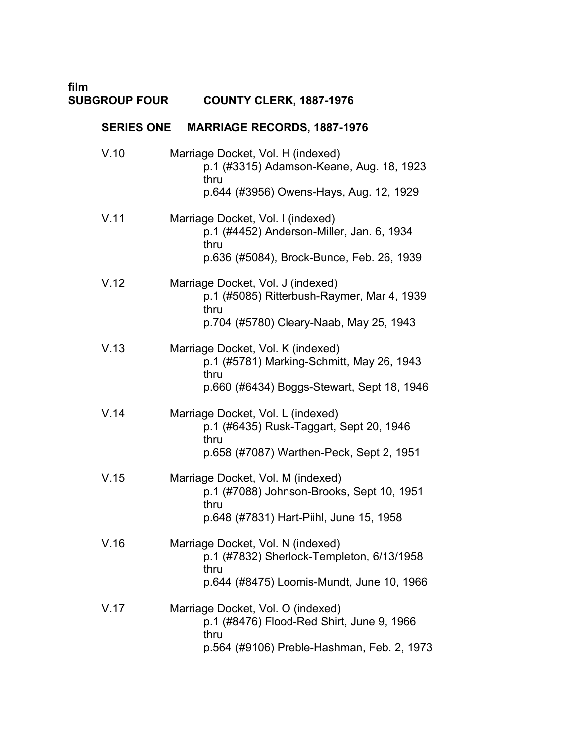film

**SUBGROUP FOUR COUNTY CLERK, 1887-1976**

**SERIES ONE MARRIAGE RECORDS, 1887-1976**

V.10 Marriage Docket, Vol. H (indexed)
p.1 (#3315) Adamson-Keane, Aug. 18, 1923
thru
p.644 (#3956) Owens-Hays, Aug. 12, 1929

V.11 Marriage Docket, Vol. I (indexed)
p.1 (#4452) Anderson-Miller, Jan. 6, 1934
thru
p.636 (#5084), Brock-Bunce, Feb. 26, 1939

V.12 Marriage Docket, Vol. J (indexed)
p.1 (#5085) Ritterbush-Raymer, Mar 4, 1939
thru
p.704 (#5780) Cleary-Naab, May 25, 1943

V.13 Marriage Docket, Vol. K (indexed)
p.1 (#5781) Marking-Schmitt, May 26, 1943
thru
p.660 (#6434) Boggs-Stewart, Sept 18, 1946

V.14 Marriage Docket, Vol. L (indexed)
p.1 (#6435) Rusk-Taggart, Sept 20, 1946
thru
p.658 (#7087) Warthen-Peck, Sept 2, 1951

V.15 Marriage Docket, Vol. M (indexed)
p.1 (#7088) Johnson-Brooks, Sept 10, 1951
thru
p.648 (#7831) Hart-Piihl, June 15, 1958

V.16 Marriage Docket, Vol. N (indexed)
p.1 (#7832) Sherlock-Templeton, 6/13/1958
thru
p.644 (#8475) Loomis-Mundt, June 10, 1966

V.17 Marriage Docket, Vol. O (indexed)
p.1 (#8476) Flood-Red Shirt, June 9, 1966
thru
p.564 (#9106) Preble-Hashman, Feb. 2, 1973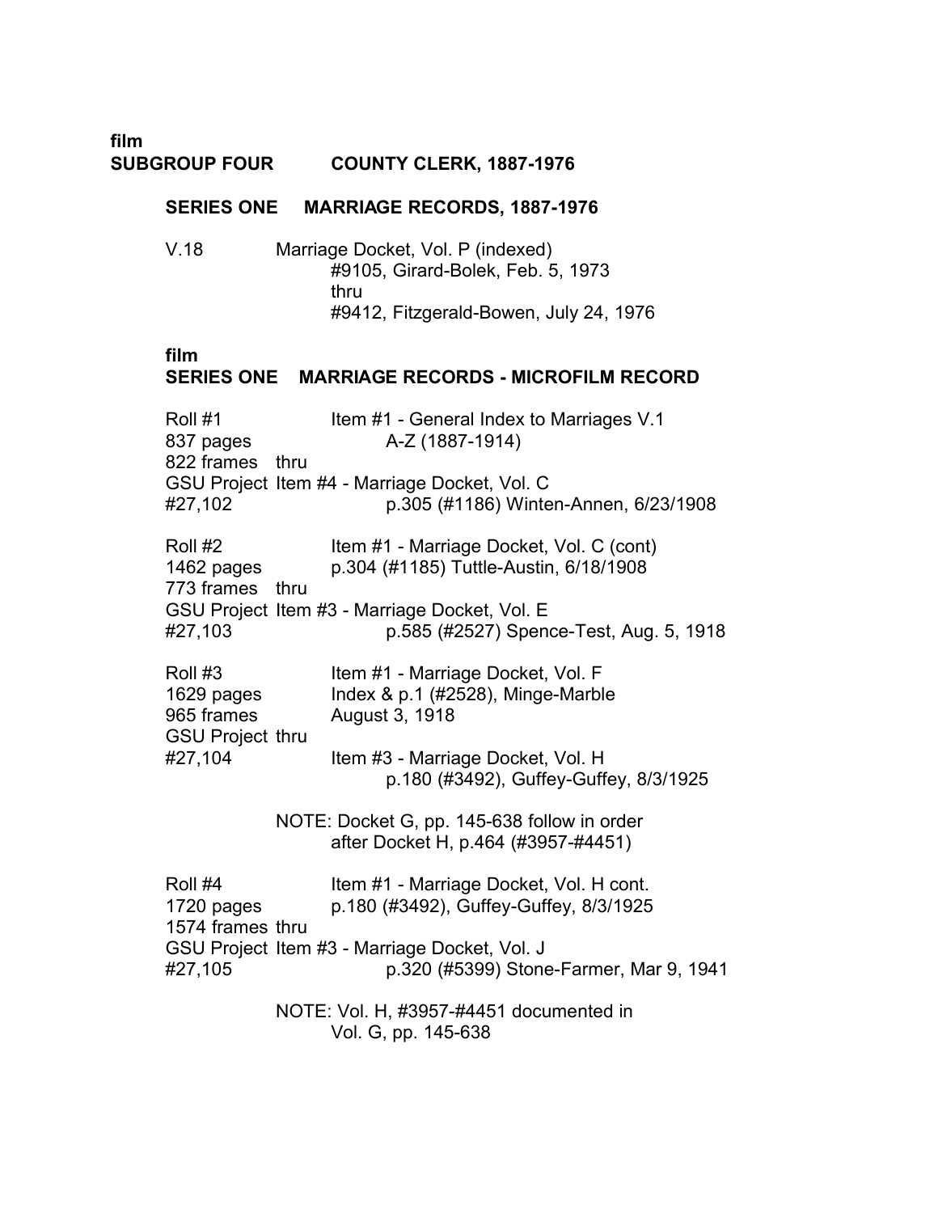**film**

**SUBGROUP FOUR COUNTY CLERK, 1887-1976**

**SERIES ONE MARRIAGE RECORDS, 1887-1976**

V.18 Marriage Docket, Vol. P (indexed)
#9105, Girard-Bolek, Feb. 5, 1973
thru
#9412, Fitzgerald-Bowen, July 24, 1976

**film**

**SERIES ONE MARRIAGE RECORDS - MICROFILM RECORD**

Roll #1
837 pages
822 frames
GSU Project
#27,102

Item #1 - General Index to Marriages V.1
A-Z (1887-1914)
thru
Item #4 - Marriage Docket, Vol. C
p.305 (#1186) Winten-Annen, 6/23/1908

Roll #2
1462 pages
773 frames
GSU Project
#27,103

Item #1 - Marriage Docket, Vol. C (cont)
p.304 (#1185) Tuttle-Austin, 6/18/1908
thru
Item #3 - Marriage Docket, Vol. E
p.585 (#2527) Spence-Test, Aug. 5, 1918

Roll #3
1629 pages
965 frames
GSU Project
#27,104

Item #1 - Marriage Docket, Vol. F
Index & p.1 (#2528), Minge-Marble
August 3, 1918
thru
Item #3 - Marriage Docket, Vol. H
p.180 (#3492), Guffey-Guffey, 8/3/1925

NOTE: Docket G, pp. 145-638 follow in order after Docket H, p.464 (#3957-#4451)

Roll #4
1720 pages
1574 frames
GSU Project
#27,105

Item #1 - Marriage Docket, Vol. H cont.
p.180 (#3492), Guffey-Guffey, 8/3/1925
thru
Item #3 - Marriage Docket, Vol. J
p.320 (#5399) Stone-Farmer, Mar 9, 1941

NOTE: Vol. H, #3957-#4451 documented in Vol. G, pp. 145-638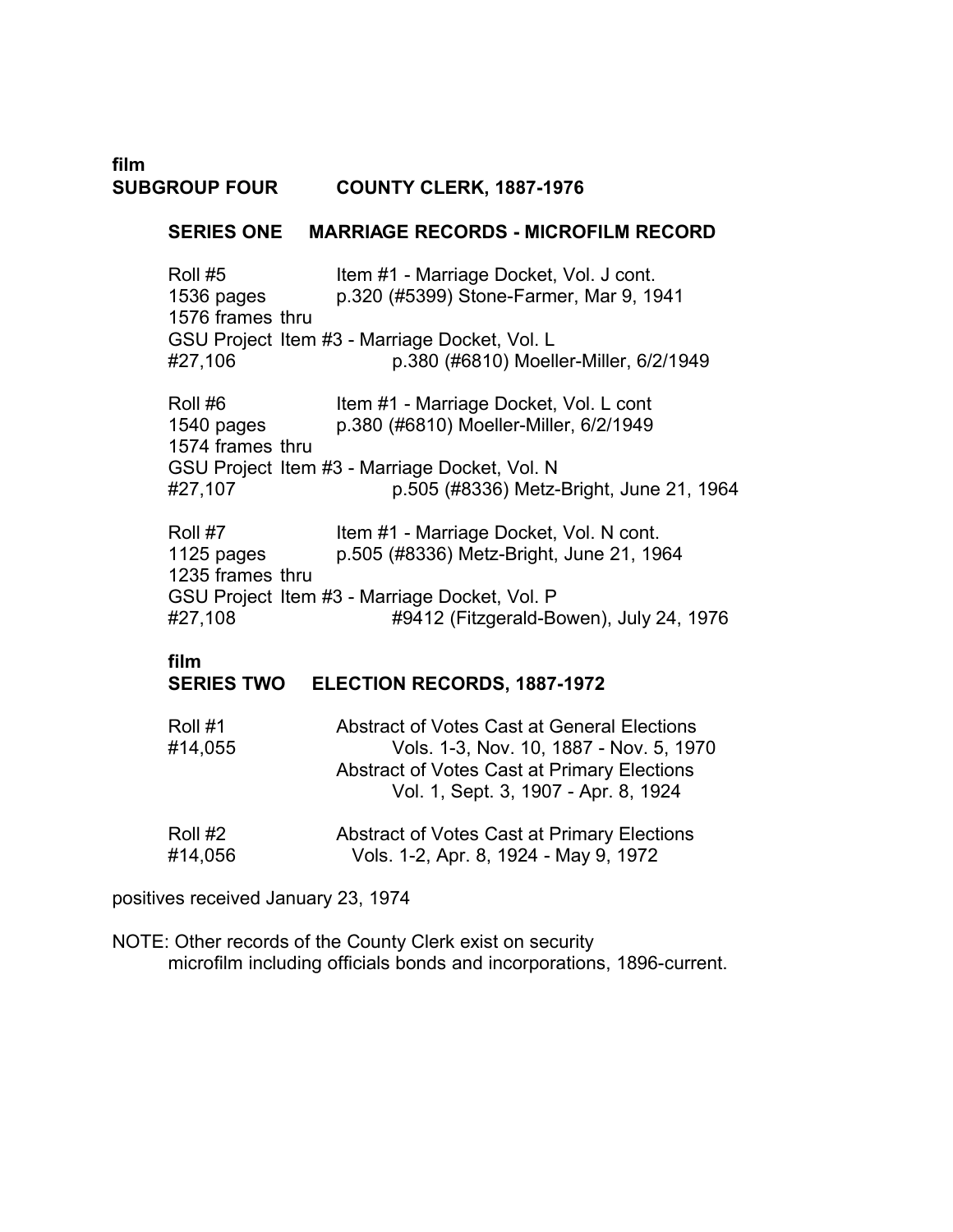film

## SUBGROUP FOUR COUNTY CLERK, 1887-1976

### SERIES ONE MARRIAGE RECORDS - MICROFILM RECORD

| | |
|---|---|
| Roll #5 | Item #1 - Marriage Docket, Vol. J cont. |
| 1536 pages | p.320 (#5399) Stone-Farmer, Mar 9, 1941 |
| 1576 frames | thru |
| GSU Project | Item #3 - Marriage Docket, Vol. L |
| #27,106 | p.380 (#6810) Moeller-Miller, 6/2/1949 |

| | |
|---|---|
| Roll #6 | Item #1 - Marriage Docket, Vol. L cont |
| 1540 pages | p.380 (#6810) Moeller-Miller, 6/2/1949 |
| 1574 frames | thru |
| GSU Project | Item #3 - Marriage Docket, Vol. N |
| #27,107 | p.505 (#8336) Metz-Bright, June 21, 1964 |

| | |
|---|---|
| Roll #7 | Item #1 - Marriage Docket, Vol. N cont. |
| 1125 pages | p.505 (#8336) Metz-Bright, June 21, 1964 |
| 1235 frames | thru |
| GSU Project | Item #3 - Marriage Docket, Vol. P |
| #27,108 | #9412 (Fitzgerald-Bowen), July 24, 1976 |

film

### SERIES TWO ELECTION RECORDS, 1887-1972

| | |
|---|---|
| Roll #1 | Abstract of Votes Cast at General Elections |
| #14,055 | Vols. 1-3, Nov. 10, 1887 - Nov. 5, 1970 |
| | Abstract of Votes Cast at Primary Elections |
| | Vol. 1, Sept. 3, 1907 - Apr. 8, 1924 |

| | |
|---|---|
| Roll #2 | Abstract of Votes Cast at Primary Elections |
| #14,056 | Vols. 1-2, Apr. 8, 1924 - May 9, 1972 |

positives received January 23, 1974

NOTE: Other records of the County Clerk exist on security microfilm including officials bonds and incorporations, 1896-current.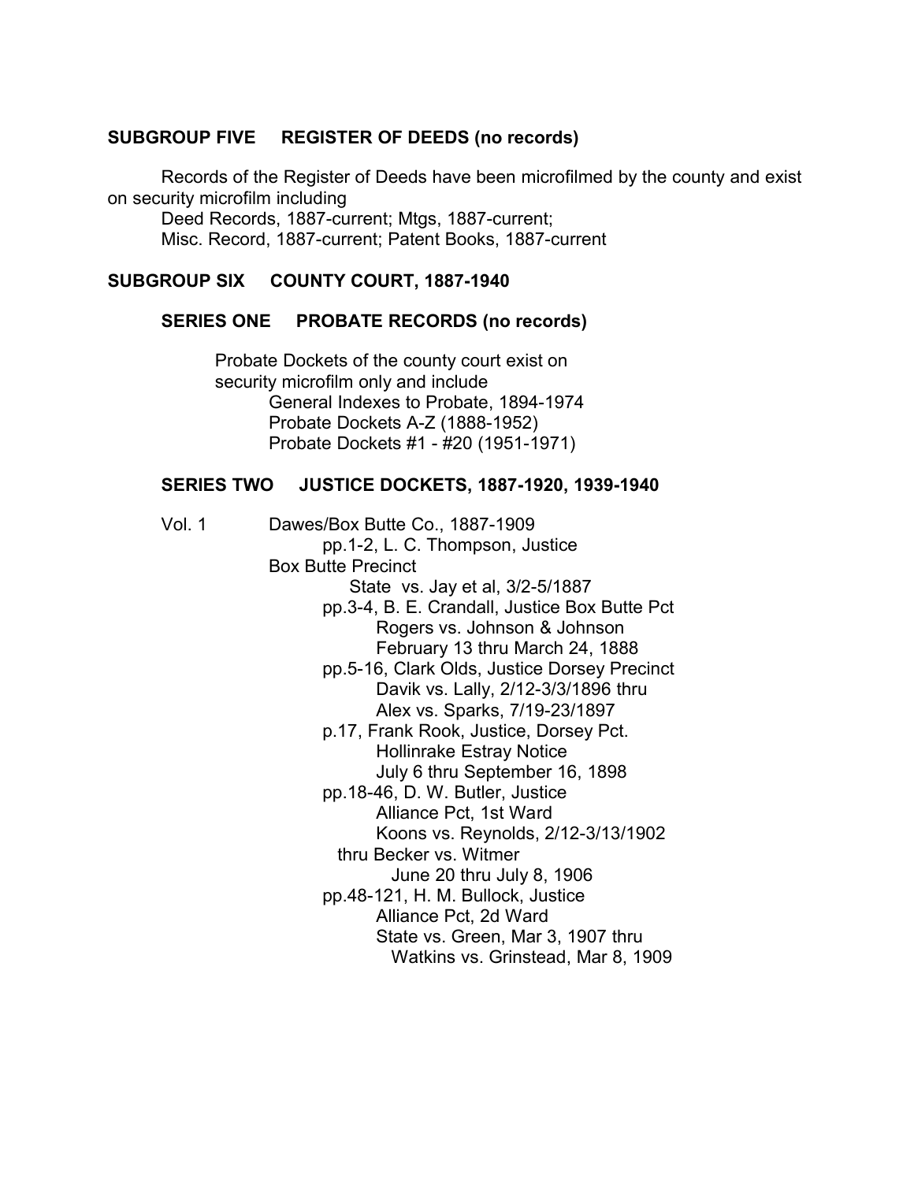## SUBGROUP FIVE REGISTER OF DEEDS (no records)

Records of the Register of Deeds have been microfilmed by the county and exist on security microfilm including

Deed Records, 1887-current; Mtgs, 1887-current;
Misc. Record, 1887-current; Patent Books, 1887-current

## SUBGROUP SIX COUNTY COURT, 1887-1940

### SERIES ONE PROBATE RECORDS (no records)

Probate Dockets of the county court exist on security microfilm only and include

- General Indexes to Probate, 1894-1974
- Probate Dockets A-Z (1888-1952)
- Probate Dockets #1 - #20 (1951-1971)

### SERIES TWO JUSTICE DOCKETS, 1887-1920, 1939-1940

Vol. 1 Dawes/Box Butte Co., 1887-1909

- pp.1-2, L. C. Thompson, Justice
  Box Butte Precinct
  State vs. Jay et al, 3/2-5/1887
- pp.3-4, B. E. Crandall, Justice Box Butte Pct
  Rogers vs. Johnson & Johnson
  February 13 thru March 24, 1888
- pp.5-16, Clark Olds, Justice Dorsey Precinct
  Davik vs. Lally, 2/12-3/3/1896 thru
  Alex vs. Sparks, 7/19-23/1897
- p.17, Frank Rook, Justice, Dorsey Pct.
  Hollinrake Estray Notice
  July 6 thru September 16, 1898
- pp.18-46, D. W. Butler, Justice
  Alliance Pct, 1st Ward
  Koons vs. Reynolds, 2/12-3/13/1902
  thru Becker vs. Witmer
  June 20 thru July 8, 1906
- pp.48-121, H. M. Bullock, Justice
  Alliance Pct, 2d Ward
  State vs. Green, Mar 3, 1907 thru
  Watkins vs. Grinstead, Mar 8, 1909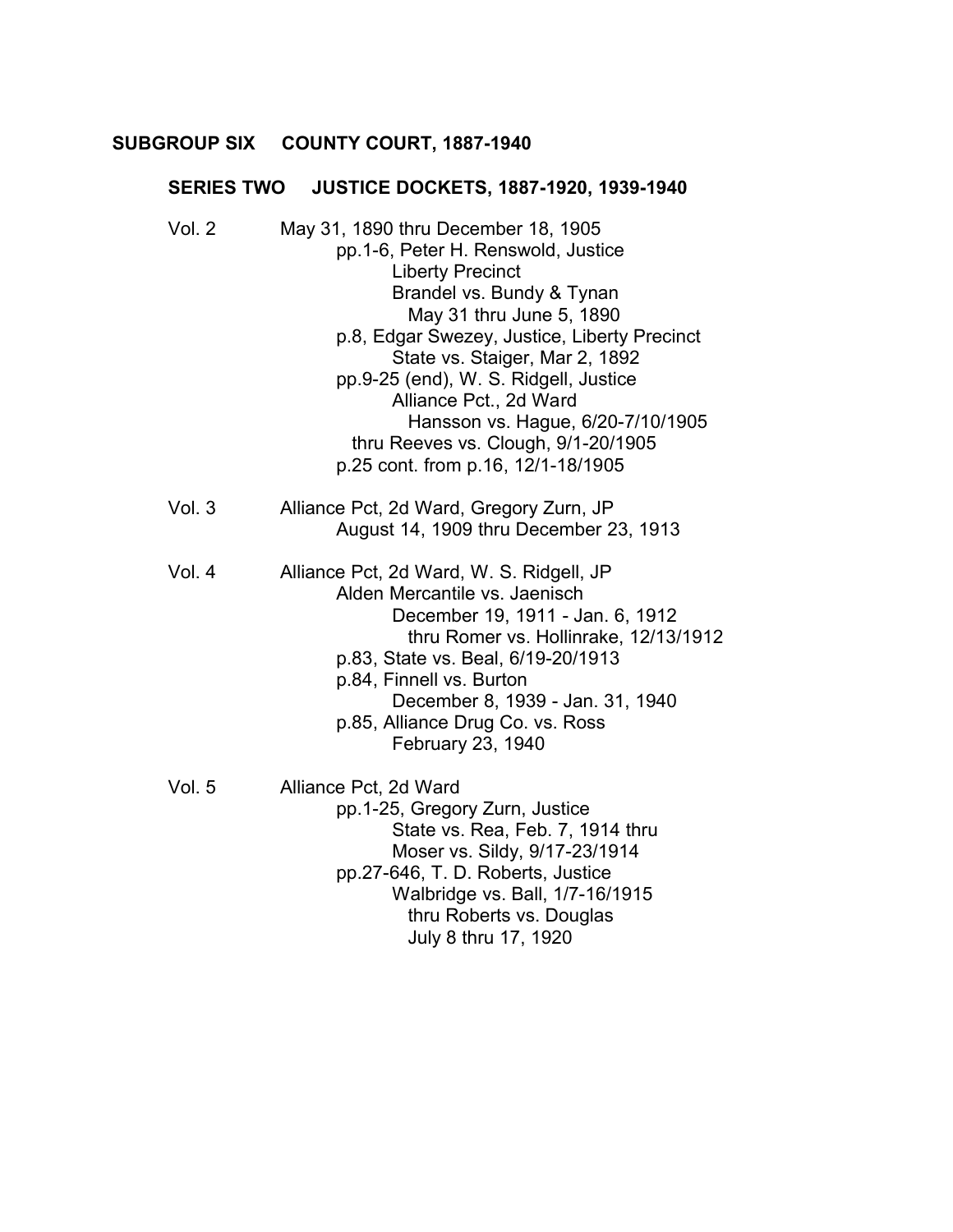## SUBGROUP SIX COUNTY COURT, 1887-1940

### SERIES TWO JUSTICE DOCKETS, 1887-1920, 1939-1940

Vol. 2 — May 31, 1890 thru December 18, 1905
- pp.1-6, Peter H. Renswold, Justice
  - Liberty Precinct
  - Brandel vs. Bundy & Tynan
    - May 31 thru June 5, 1890
- p.8, Edgar Swezey, Justice, Liberty Precinct
  - State vs. Staiger, Mar 2, 1892
- pp.9-25 (end), W. S. Ridgell, Justice
  - Alliance Pct., 2d Ward
    - Hansson vs. Hague, 6/20-7/10/1905
  - thru Reeves vs. Clough, 9/1-20/1905
- p.25 cont. from p.16, 12/1-18/1905

Vol. 3 — Alliance Pct, 2d Ward, Gregory Zurn, JP
- August 14, 1909 thru December 23, 1913

Vol. 4 — Alliance Pct, 2d Ward, W. S. Ridgell, JP
- Alden Mercantile vs. Jaenisch
  - December 19, 1911 - Jan. 6, 1912
    - thru Romer vs. Hollinrake, 12/13/1912
- p.83, State vs. Beal, 6/19-20/1913
- p.84, Finnell vs. Burton
  - December 8, 1939 - Jan. 31, 1940
- p.85, Alliance Drug Co. vs. Ross
  - February 23, 1940

Vol. 5 — Alliance Pct, 2d Ward
- pp.1-25, Gregory Zurn, Justice
  - State vs. Rea, Feb. 7, 1914 thru
  - Moser vs. Sildy, 9/17-23/1914
- pp.27-646, T. D. Roberts, Justice
  - Walbridge vs. Ball, 1/7-16/1915
    - thru Roberts vs. Douglas
    - July 8 thru 17, 1920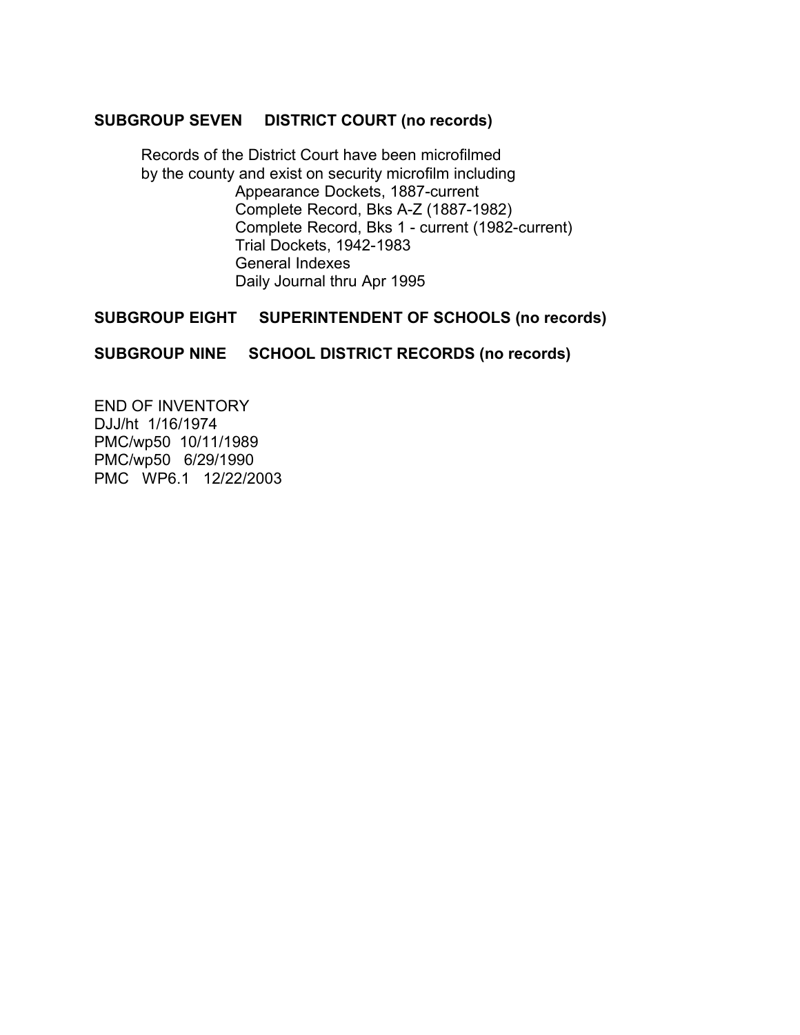**SUBGROUP SEVEN DISTRICT COURT (no records)**

Records of the District Court have been microfilmed by the county and exist on security microfilm including

- Appearance Dockets, 1887-current
- Complete Record, Bks A-Z (1887-1982)
- Complete Record, Bks 1 - current (1982-current)
- Trial Dockets, 1942-1983
- General Indexes
- Daily Journal thru Apr 1995

**SUBGROUP EIGHT SUPERINTENDENT OF SCHOOLS (no records)**

**SUBGROUP NINE SCHOOL DISTRICT RECORDS (no records)**

END OF INVENTORY
DJJ/ht 1/16/1974
PMC/wp50 10/11/1989
PMC/wp50 6/29/1990
PMC WP6.1 12/22/2003